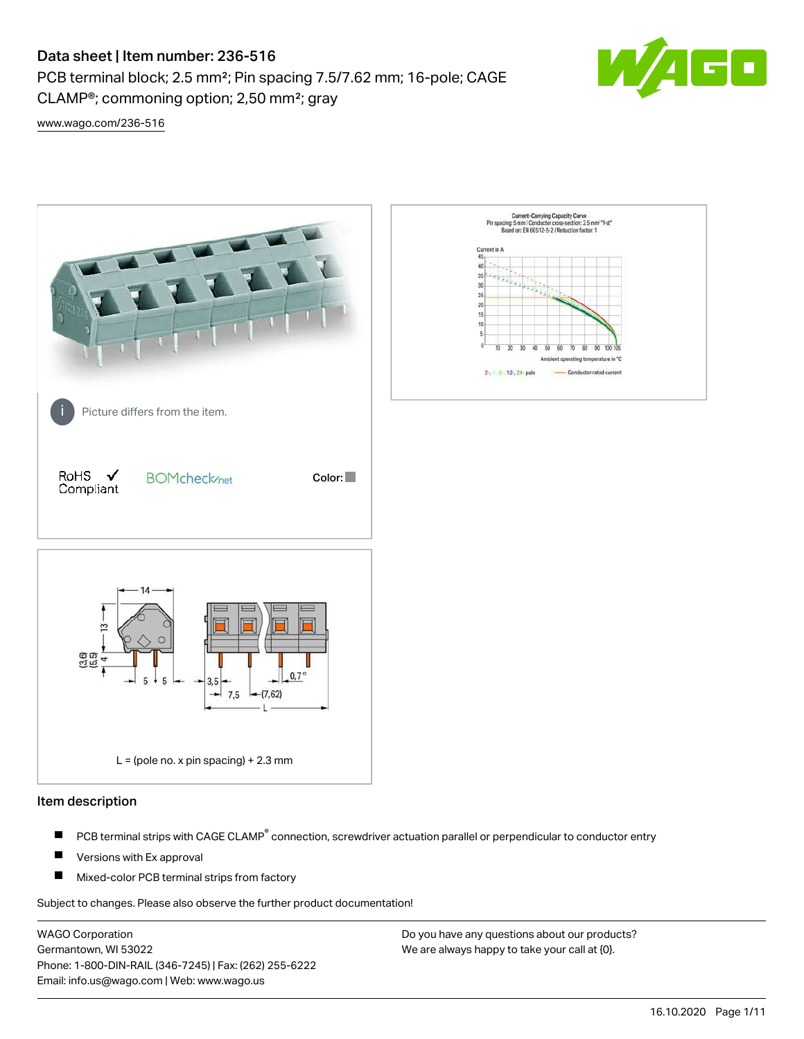# Data sheet | Item number: 236-516

PCB terminal block; 2.5 mm²; Pin spacing 7.5/7.62 mm; 16-pole; CAGE CLAMP®; commoning option; 2,50 mm²; gray

www.wago.com/236-516

Picture differs from the item.

RoHS Compliant ✓

BOMcheck.net

Color:

L = (pole no. x pin spacing) + 2.3 mm

## Item description

- PCB terminal strips with CAGE CLAMP® connection, screwdriver actuation parallel or perpendicular to conductor entry
- Versions with Ex approval
- Mixed-color PCB terminal strips from factory

Subject to changes. Please also observe the further product documentation!

WAGO Corporation
Germantown, WI 53022
Phone: 1-800-DIN-RAIL (346-7245) | Fax: (262) 255-6222
Email: info.us@wago.com | Web: www.wago.us

Do you have any questions about our products?
We are always happy to take your call at {0}.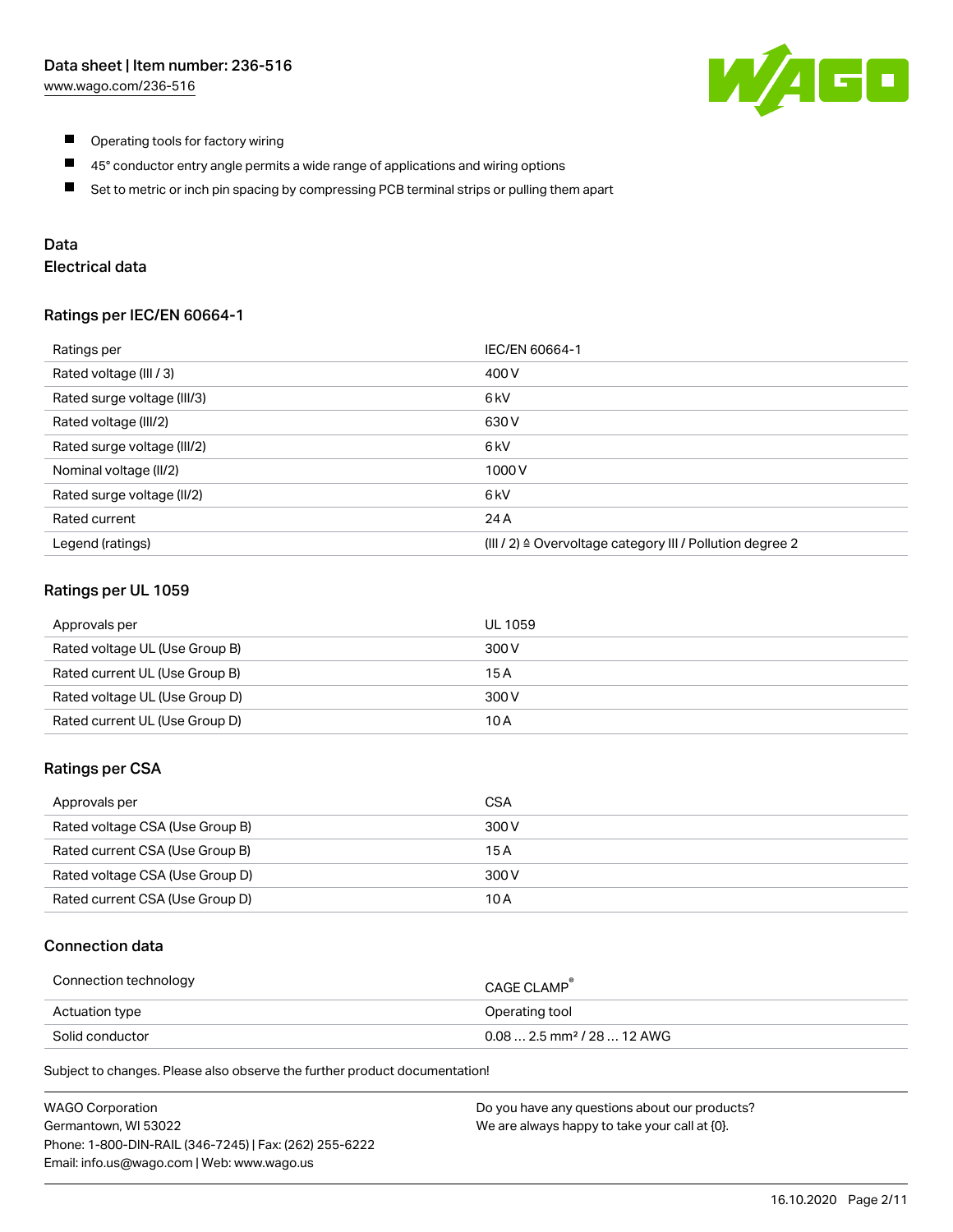- Operating tools for factory wiring
- 45° conductor entry angle permits a wide range of applications and wiring options
- Set to metric or inch pin spacing by compressing PCB terminal strips or pulling them apart

## Data

### Electrical data

#### Ratings per IEC/EN 60664-1

| Ratings per | IEC/EN 60664-1 |
| --- | --- |
| Rated voltage (III / 3) | 400 V |
| Rated surge voltage (III/3) | 6 kV |
| Rated voltage (III/2) | 630 V |
| Rated surge voltage (III/2) | 6 kV |
| Nominal voltage (II/2) | 1000 V |
| Rated surge voltage (II/2) | 6 kV |
| Rated current | 24 A |
| Legend (ratings) | (III / 2) ≙ Overvoltage category III / Pollution degree 2 |

#### Ratings per UL 1059

| Approvals per | UL 1059 |
| --- | --- |
| Rated voltage UL (Use Group B) | 300 V |
| Rated current UL (Use Group B) | 15 A |
| Rated voltage UL (Use Group D) | 300 V |
| Rated current UL (Use Group D) | 10 A |

#### Ratings per CSA

| Approvals per | CSA |
| --- | --- |
| Rated voltage CSA (Use Group B) | 300 V |
| Rated current CSA (Use Group B) | 15 A |
| Rated voltage CSA (Use Group D) | 300 V |
| Rated current CSA (Use Group D) | 10 A |

### Connection data

| Connection technology | CAGE CLAMP® |
| --- | --- |
| Actuation type | Operating tool |
| Solid conductor | 0.08 … 2.5 mm² / 28 … 12 AWG |

Subject to changes. Please also observe the further product documentation!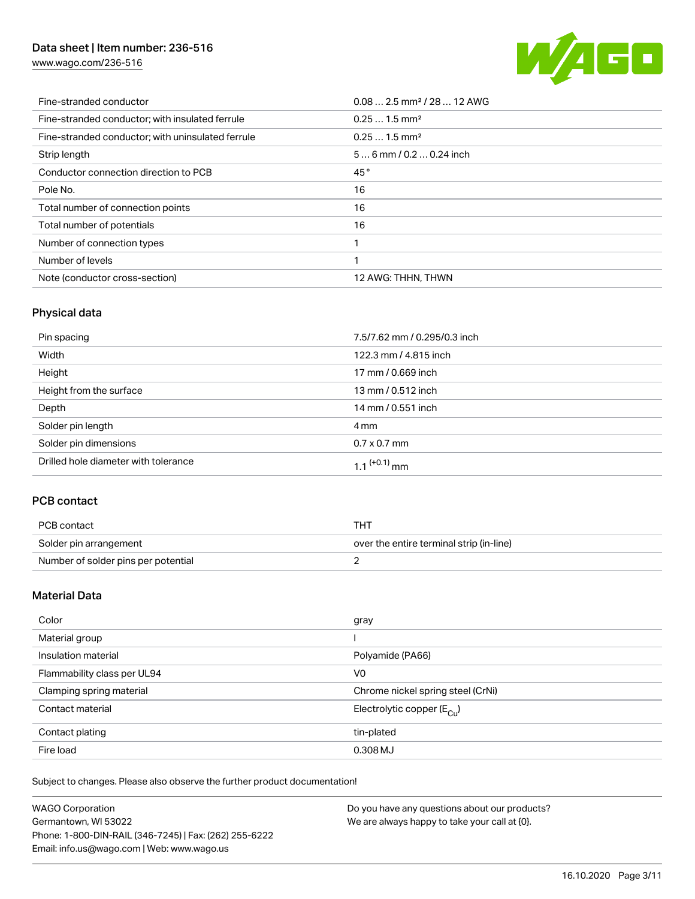| | |
|---|---|
| Fine-stranded conductor | 0.08 … 2.5 mm² / 28 … 12 AWG |
| Fine-stranded conductor; with insulated ferrule | 0.25 … 1.5 mm² |
| Fine-stranded conductor; with uninsulated ferrule | 0.25 … 1.5 mm² |
| Strip length | 5 … 6 mm / 0.2 … 0.24 inch |
| Conductor connection direction to PCB | 45 ° |
| Pole No. | 16 |
| Total number of connection points | 16 |
| Total number of potentials | 16 |
| Number of connection types | 1 |
| Number of levels | 1 |
| Note (conductor cross-section) | 12 AWG: THHN, THWN |

## Physical data

| | |
|---|---|
| Pin spacing | 7.5/7.62 mm / 0.295/0.3 inch |
| Width | 122.3 mm / 4.815 inch |
| Height | 17 mm / 0.669 inch |
| Height from the surface | 13 mm / 0.512 inch |
| Depth | 14 mm / 0.551 inch |
| Solder pin length | 4 mm |
| Solder pin dimensions | 0.7 x 0.7 mm |
| Drilled hole diameter with tolerance | $1.1^{(+0.1)}$ mm |

## PCB contact

| | |
|---|---|
| PCB contact | THT |
| Solder pin arrangement | over the entire terminal strip (in-line) |
| Number of solder pins per potential | 2 |

## Material Data

| | |
|---|---|
| Color | gray |
| Material group | I |
| Insulation material | Polyamide (PA66) |
| Flammability class per UL94 | V0 |
| Clamping spring material | Chrome nickel spring steel (CrNi) |
| Contact material | Electrolytic copper ($E_{Cu}$) |
| Contact plating | tin-plated |
| Fire load | 0.308 MJ |

Subject to changes. Please also observe the further product documentation!

WAGO Corporation
Germantown, WI 53022
Phone: 1-800-DIN-RAIL (346-7245) | Fax: (262) 255-6222
Email: info.us@wago.com | Web: www.wago.us

Do you have any questions about our products?
We are always happy to take your call at {0}.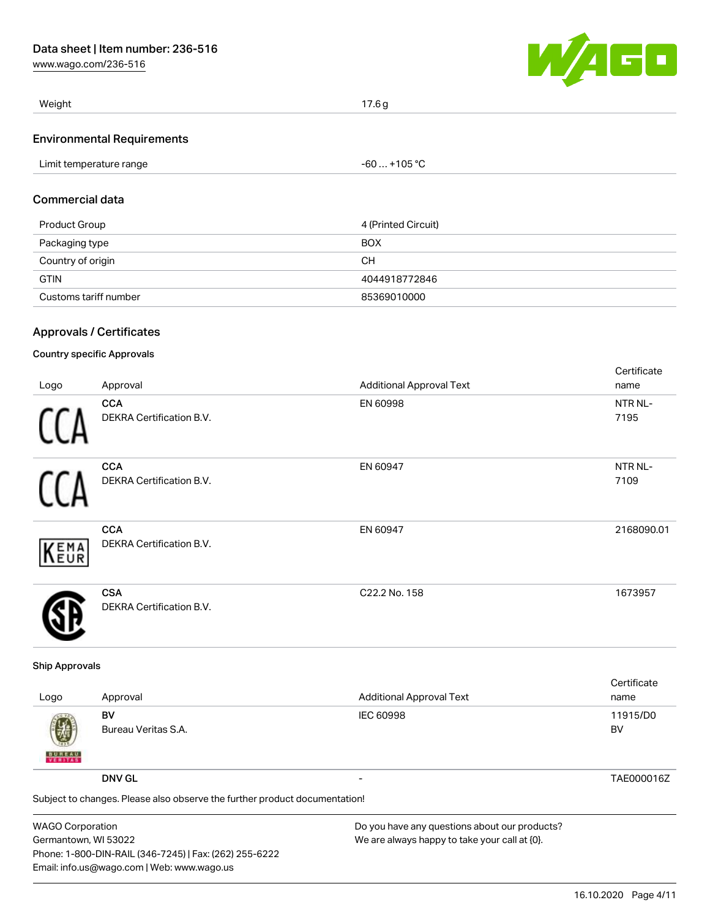| Weight | 17.6 g |
| --- | --- |

## Environmental Requirements

| Limit temperature range | -60 … +105 °C |
| --- | --- |

## Commercial data

| Product Group | 4 (Printed Circuit) |
| --- | --- |
| Packaging type | BOX |
| Country of origin | CH |
| GTIN | 4044918772846 |
| Customs tariff number | 85369010000 |

## Approvals / Certificates

### Country specific Approvals

| Logo | Approval | Additional Approval Text | Certificate name |
| --- | --- | --- | --- |
| | **CCA** DEKRA Certification B.V. | EN 60998 | NTR NL-7195 |
| | **CCA** DEKRA Certification B.V. | EN 60947 | NTR NL-7109 |
| | **CCA** DEKRA Certification B.V. | EN 60947 | 2168090.01 |
| | **CSA** DEKRA Certification B.V. | C22.2 No. 158 | 1673957 |

### Ship Approvals

| Logo | Approval | Additional Approval Text | Certificate name |
| --- | --- | --- | --- |
| | **BV** Bureau Veritas S.A. | IEC 60998 | 11915/D0 BV |
| | **DNV GL** | - | TAE000016Z |

Subject to changes. Please also observe the further product documentation!

WAGO Corporation
Germantown, WI 53022
Phone: 1-800-DIN-RAIL (346-7245) | Fax: (262) 255-6222
Email: info.us@wago.com | Web: www.wago.us

Do you have any questions about our products?
We are always happy to take your call at {0}.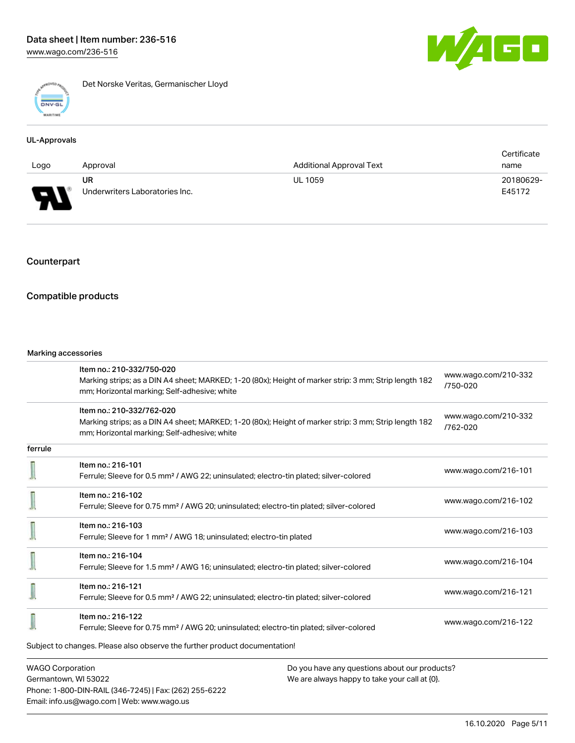Det Norske Veritas, Germanischer Lloyd

### UL-Approvals

| Logo | Approval | Additional Approval Text | Certificate name |
|---|---|---|---|
| | UR<br>Underwriters Laboratories Inc. | UL 1059 | 20180629-E45172 |

## Counterpart

## Compatible products

Marking accessories

| | | |
|---|---|---|
| | Item no.: 210-332/750-020<br>Marking strips; as a DIN A4 sheet; MARKED; 1-20 (80x); Height of marker strip: 3 mm; Strip length 182 mm; Horizontal marking; Self-adhesive; white | www.wago.com/210-332/750-020 |
| | Item no.: 210-332/762-020<br>Marking strips; as a DIN A4 sheet; MARKED; 1-20 (80x); Height of marker strip: 3 mm; Strip length 182 mm; Horizontal marking; Self-adhesive; white | www.wago.com/210-332/762-020 |

ferrule

| | | |
|---|---|---|
| | Item no.: 216-101<br>Ferrule; Sleeve for 0.5 mm² / AWG 22; uninsulated; electro-tin plated; silver-colored | www.wago.com/216-101 |
| | Item no.: 216-102<br>Ferrule; Sleeve for 0.75 mm² / AWG 20; uninsulated; electro-tin plated; silver-colored | www.wago.com/216-102 |
| | Item no.: 216-103<br>Ferrule; Sleeve for 1 mm² / AWG 18; uninsulated; electro-tin plated | www.wago.com/216-103 |
| | Item no.: 216-104<br>Ferrule; Sleeve for 1.5 mm² / AWG 16; uninsulated; electro-tin plated; silver-colored | www.wago.com/216-104 |
| | Item no.: 216-121<br>Ferrule; Sleeve for 0.5 mm² / AWG 22; uninsulated; electro-tin plated; silver-colored | www.wago.com/216-121 |
| | Item no.: 216-122<br>Ferrule; Sleeve for 0.75 mm² / AWG 20; uninsulated; electro-tin plated; silver-colored | www.wago.com/216-122 |

Subject to changes. Please also observe the further product documentation!

WAGO Corporation
Germantown, WI 53022
Phone: 1-800-DIN-RAIL (346-7245) | Fax: (262) 255-6222
Email: info.us@wago.com | Web: www.wago.us

Do you have any questions about our products?
We are always happy to take your call at {0}.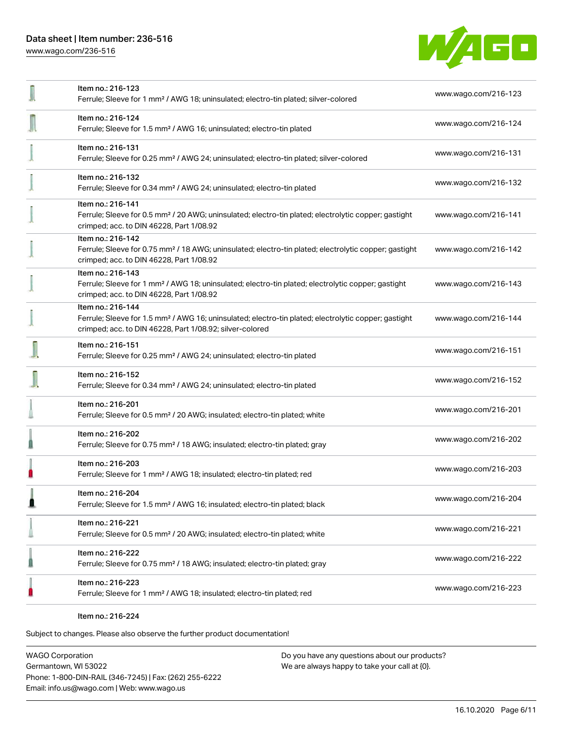| Item | Description | Link |
| --- | --- | --- |
| Item no.: 216-123 | Ferrule; Sleeve for 1 mm² / AWG 18; uninsulated; electro-tin plated; silver-colored | www.wago.com/216-123 |
| Item no.: 216-124 | Ferrule; Sleeve for 1.5 mm² / AWG 16; uninsulated; electro-tin plated | www.wago.com/216-124 |
| Item no.: 216-131 | Ferrule; Sleeve for 0.25 mm² / AWG 24; uninsulated; electro-tin plated; silver-colored | www.wago.com/216-131 |
| Item no.: 216-132 | Ferrule; Sleeve for 0.34 mm² / AWG 24; uninsulated; electro-tin plated | www.wago.com/216-132 |
| Item no.: 216-141 | Ferrule; Sleeve for 0.5 mm² / 20 AWG; uninsulated; electro-tin plated; electrolytic copper; gastight crimped; acc. to DIN 46228, Part 1/08.92 | www.wago.com/216-141 |
| Item no.: 216-142 | Ferrule; Sleeve for 0.75 mm² / 18 AWG; uninsulated; electro-tin plated; electrolytic copper; gastight crimped; acc. to DIN 46228, Part 1/08.92 | www.wago.com/216-142 |
| Item no.: 216-143 | Ferrule; Sleeve for 1 mm² / AWG 18; uninsulated; electro-tin plated; electrolytic copper; gastight crimped; acc. to DIN 46228, Part 1/08.92 | www.wago.com/216-143 |
| Item no.: 216-144 | Ferrule; Sleeve for 1.5 mm² / AWG 16; uninsulated; electro-tin plated; electrolytic copper; gastight crimped; acc. to DIN 46228, Part 1/08.92; silver-colored | www.wago.com/216-144 |
| Item no.: 216-151 | Ferrule; Sleeve for 0.25 mm² / AWG 24; uninsulated; electro-tin plated | www.wago.com/216-151 |
| Item no.: 216-152 | Ferrule; Sleeve for 0.34 mm² / AWG 24; uninsulated; electro-tin plated | www.wago.com/216-152 |
| Item no.: 216-201 | Ferrule; Sleeve for 0.5 mm² / 20 AWG; insulated; electro-tin plated; white | www.wago.com/216-201 |
| Item no.: 216-202 | Ferrule; Sleeve for 0.75 mm² / 18 AWG; insulated; electro-tin plated; gray | www.wago.com/216-202 |
| Item no.: 216-203 | Ferrule; Sleeve for 1 mm² / AWG 18; insulated; electro-tin plated; red | www.wago.com/216-203 |
| Item no.: 216-204 | Ferrule; Sleeve for 1.5 mm² / AWG 16; insulated; electro-tin plated; black | www.wago.com/216-204 |
| Item no.: 216-221 | Ferrule; Sleeve for 0.5 mm² / 20 AWG; insulated; electro-tin plated; white | www.wago.com/216-221 |
| Item no.: 216-222 | Ferrule; Sleeve for 0.75 mm² / 18 AWG; insulated; electro-tin plated; gray | www.wago.com/216-222 |
| Item no.: 216-223 | Ferrule; Sleeve for 1 mm² / AWG 18; insulated; electro-tin plated; red | www.wago.com/216-223 |

Item no.: 216-224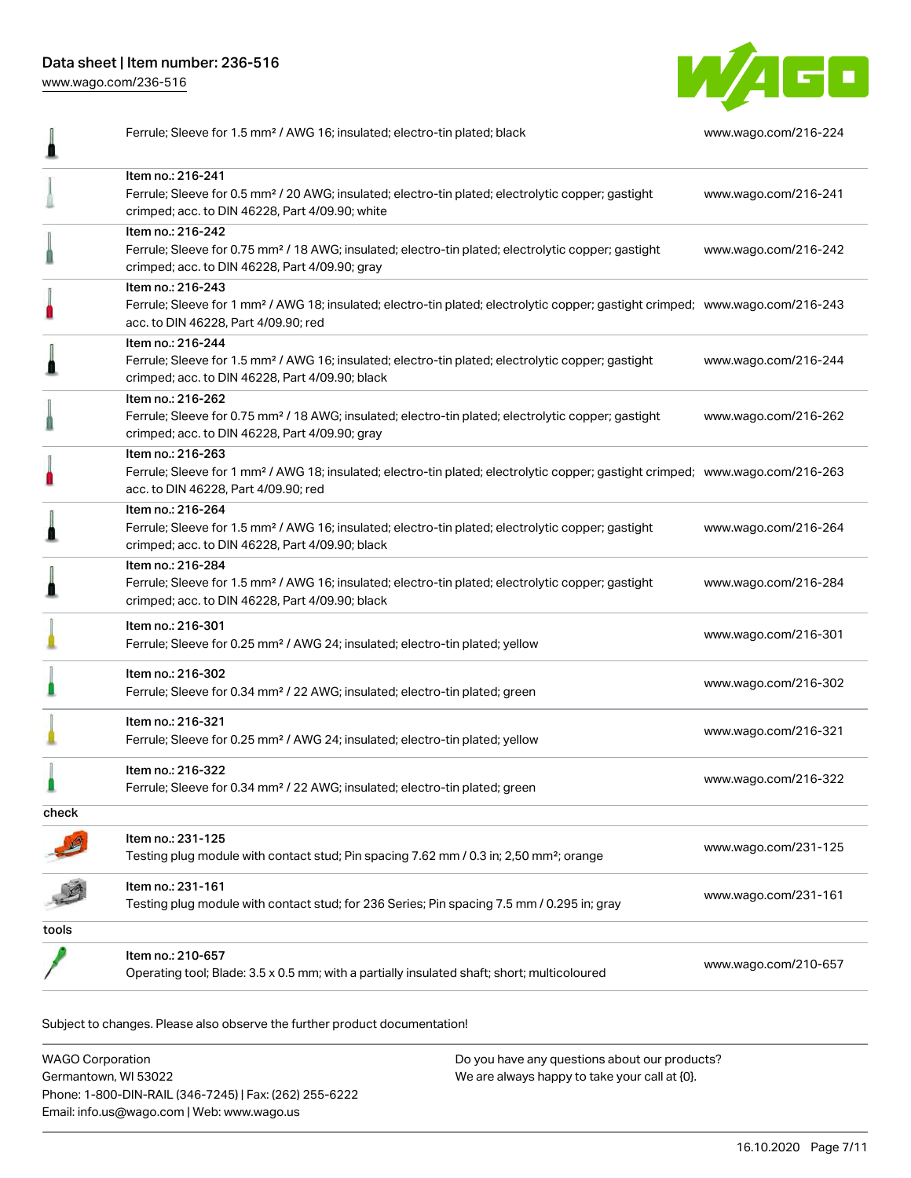| | | |
|---|---|---|
| | Ferrule; Sleeve for 1.5 mm² / AWG 16; insulated; electro-tin plated; black | www.wago.com/216-224 |
| | Item no.: 216-241<br>Ferrule; Sleeve for 0.5 mm² / 20 AWG; insulated; electro-tin plated; electrolytic copper; gastight crimped; acc. to DIN 46228, Part 4/09.90; white | www.wago.com/216-241 |
| | Item no.: 216-242<br>Ferrule; Sleeve for 0.75 mm² / 18 AWG; insulated; electro-tin plated; electrolytic copper; gastight crimped; acc. to DIN 46228, Part 4/09.90; gray | www.wago.com/216-242 |
| | Item no.: 216-243<br>Ferrule; Sleeve for 1 mm² / AWG 18; insulated; electro-tin plated; electrolytic copper; gastight crimped; acc. to DIN 46228, Part 4/09.90; red | www.wago.com/216-243 |
| | Item no.: 216-244<br>Ferrule; Sleeve for 1.5 mm² / AWG 16; insulated; electro-tin plated; electrolytic copper; gastight crimped; acc. to DIN 46228, Part 4/09.90; black | www.wago.com/216-244 |
| | Item no.: 216-262<br>Ferrule; Sleeve for 0.75 mm² / 18 AWG; insulated; electro-tin plated; electrolytic copper; gastight crimped; acc. to DIN 46228, Part 4/09.90; gray | www.wago.com/216-262 |
| | Item no.: 216-263<br>Ferrule; Sleeve for 1 mm² / AWG 18; insulated; electro-tin plated; electrolytic copper; gastight crimped; acc. to DIN 46228, Part 4/09.90; red | www.wago.com/216-263 |
| | Item no.: 216-264<br>Ferrule; Sleeve for 1.5 mm² / AWG 16; insulated; electro-tin plated; electrolytic copper; gastight crimped; acc. to DIN 46228, Part 4/09.90; black | www.wago.com/216-264 |
| | Item no.: 216-284<br>Ferrule; Sleeve for 1.5 mm² / AWG 16; insulated; electro-tin plated; electrolytic copper; gastight crimped; acc. to DIN 46228, Part 4/09.90; black | www.wago.com/216-284 |
| | Item no.: 216-301<br>Ferrule; Sleeve for 0.25 mm² / AWG 24; insulated; electro-tin plated; yellow | www.wago.com/216-301 |
| | Item no.: 216-302<br>Ferrule; Sleeve for 0.34 mm² / 22 AWG; insulated; electro-tin plated; green | www.wago.com/216-302 |
| | Item no.: 216-321<br>Ferrule; Sleeve for 0.25 mm² / AWG 24; insulated; electro-tin plated; yellow | www.wago.com/216-321 |
| | Item no.: 216-322<br>Ferrule; Sleeve for 0.34 mm² / 22 AWG; insulated; electro-tin plated; green | www.wago.com/216-322 |
| check | | |
| | Item no.: 231-125<br>Testing plug module with contact stud; Pin spacing 7.62 mm / 0.3 in; 2,50 mm²; orange | www.wago.com/231-125 |
| | Item no.: 231-161<br>Testing plug module with contact stud; for 236 Series; Pin spacing 7.5 mm / 0.295 in; gray | www.wago.com/231-161 |
| tools | | |
| | Item no.: 210-657<br>Operating tool; Blade: 3.5 x 0.5 mm; with a partially insulated shaft; short; multicoloured | www.wago.com/210-657 |

Subject to changes. Please also observe the further product documentation!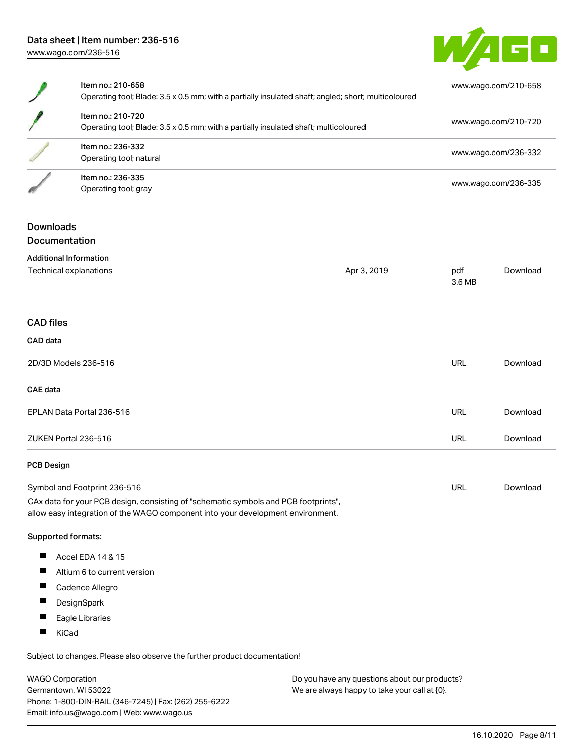| Item | Link |
| --- | --- |
| Item no.: 210-658<br>Operating tool; Blade: 3.5 x 0.5 mm; with a partially insulated shaft; angled; short; multicoloured | www.wago.com/210-658 |
| Item no.: 210-720<br>Operating tool; Blade: 3.5 x 0.5 mm; with a partially insulated shaft; multicoloured | www.wago.com/210-720 |
| Item no.: 236-332<br>Operating tool; natural | www.wago.com/236-332 |
| Item no.: 236-335<br>Operating tool; gray | www.wago.com/236-335 |

## Downloads

### Documentation

#### Additional Information

| | | | |
| --- | --- | --- | --- |
| Technical explanations | Apr 3, 2019 | pdf<br>3.6 MB | Download |

### CAD files

#### CAD data

| | | |
| --- | --- | --- |
| 2D/3D Models 236-516 | URL | Download |

#### CAE data

| | | |
| --- | --- | --- |
| EPLAN Data Portal 236-516 | URL | Download |
| ZUKEN Portal 236-516 | URL | Download |

#### PCB Design

| | | |
| --- | --- | --- |
| Symbol and Footprint 236-516 | URL | Download |

CAx data for your PCB design, consisting of "schematic symbols and PCB footprints", allow easy integration of the WAGO component into your development environment.

Supported formats:

- Accel EDA 14 & 15
- Altium 6 to current version
- Cadence Allegro
- DesignSpark
- Eagle Libraries
- KiCad

Subject to changes. Please also observe the further product documentation!

WAGO Corporation
Germantown, WI 53022
Phone: 1-800-DIN-RAIL (346-7245) | Fax: (262) 255-6222
Email: info.us@wago.com | Web: www.wago.us

Do you have any questions about our products?
We are always happy to take your call at {0}.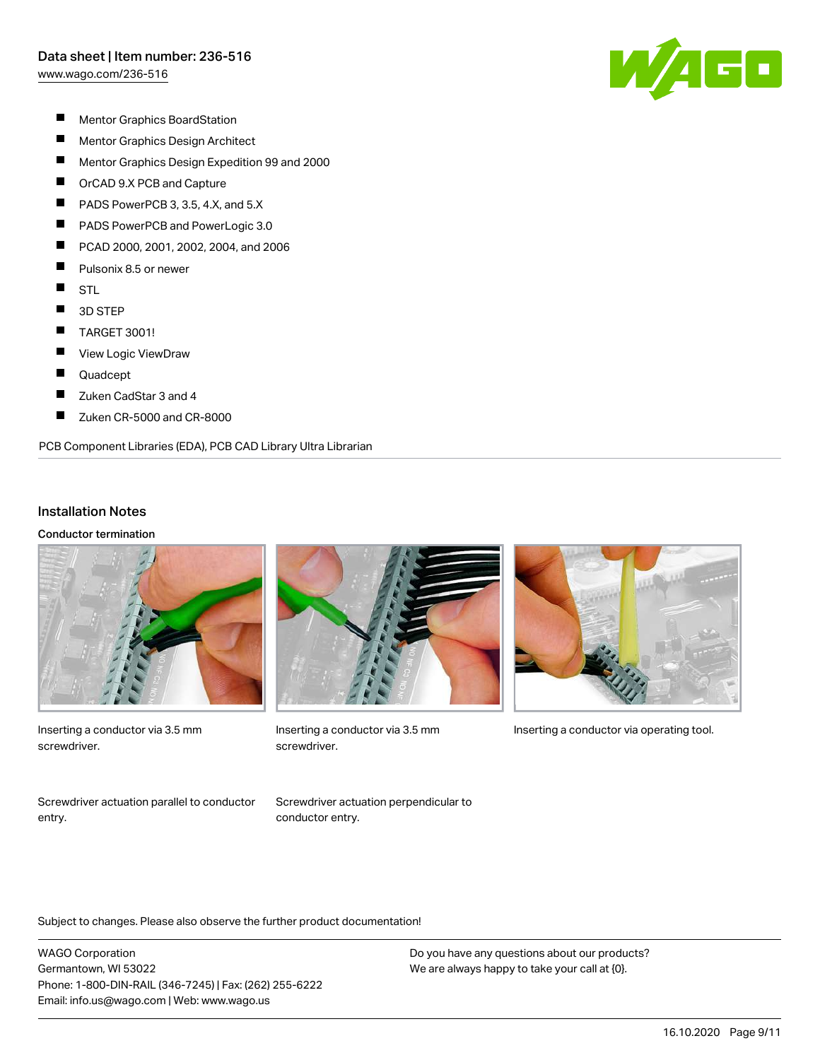- Mentor Graphics BoardStation
- Mentor Graphics Design Architect
- Mentor Graphics Design Expedition 99 and 2000
- OrCAD 9.X PCB and Capture
- PADS PowerPCB 3, 3.5, 4.X, and 5.X
- PADS PowerPCB and PowerLogic 3.0
- PCAD 2000, 2001, 2002, 2004, and 2006
- Pulsonix 8.5 or newer
- STL
- 3D STEP
- TARGET 3001!
- View Logic ViewDraw
- Quadcept
- Zuken CadStar 3 and 4
- Zuken CR-5000 and CR-8000

PCB Component Libraries (EDA), PCB CAD Library Ultra Librarian

## Installation Notes

### Conductor termination

Inserting a conductor via 3.5 mm screwdriver.

Inserting a conductor via 3.5 mm screwdriver.

Inserting a conductor via operating tool.

Screwdriver actuation parallel to conductor entry.

Screwdriver actuation perpendicular to conductor entry.

Subject to changes. Please also observe the further product documentation!

WAGO Corporation
Germantown, WI 53022
Phone: 1-800-DIN-RAIL (346-7245) | Fax: (262) 255-6222
Email: info.us@wago.com | Web: www.wago.us

Do you have any questions about our products?
We are always happy to take your call at {0}.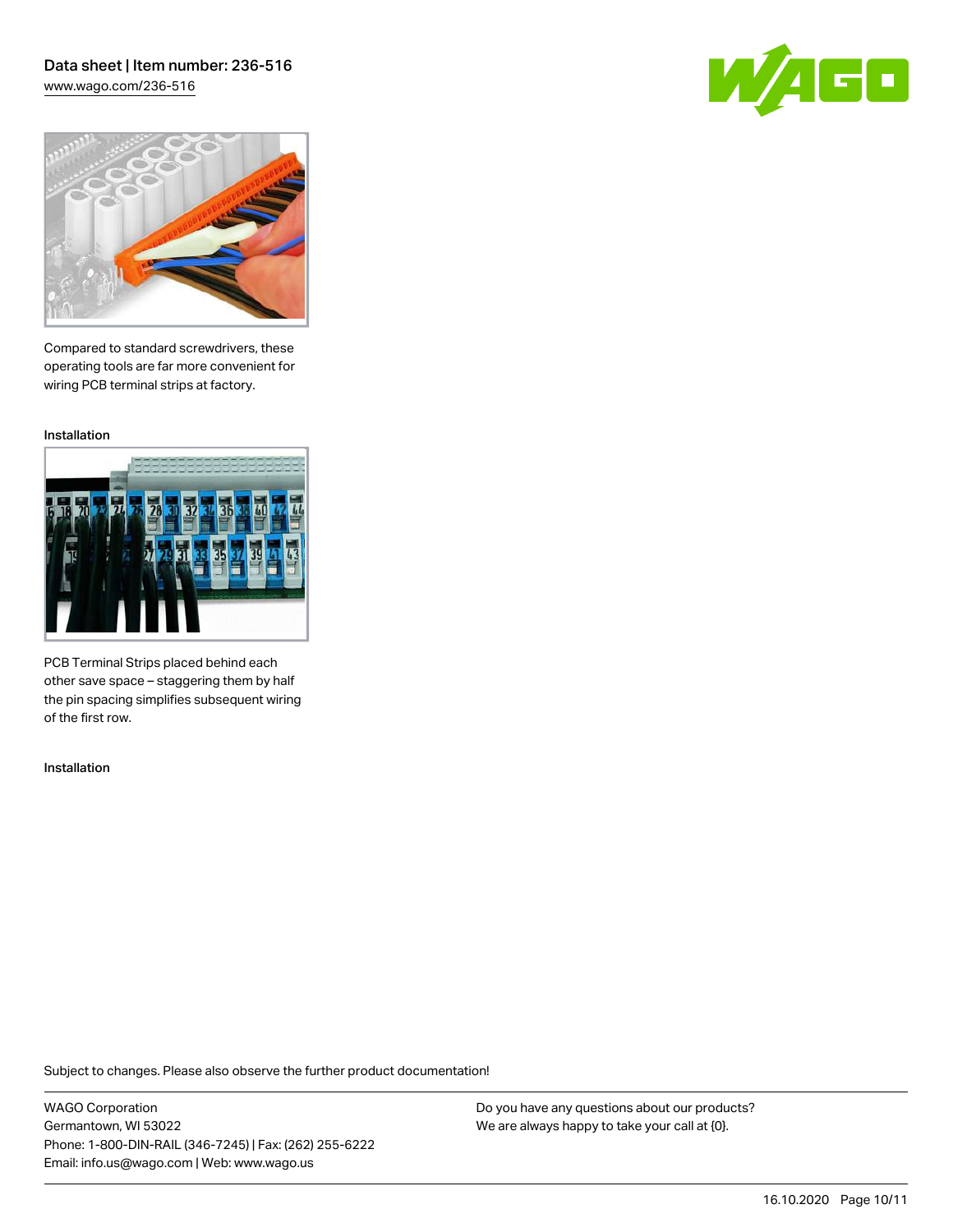Compared to standard screwdrivers, these operating tools are far more convenient for wiring PCB terminal strips at factory.

Installation

PCB Terminal Strips placed behind each other save space – staggering them by half the pin spacing simplifies subsequent wiring of the first row.

Installation

Subject to changes. Please also observe the further product documentation!

WAGO Corporation
Germantown, WI 53022
Phone: 1-800-DIN-RAIL (346-7245) | Fax: (262) 255-6222
Email: info.us@wago.com | Web: www.wago.us

Do you have any questions about our products?
We are always happy to take your call at {0}.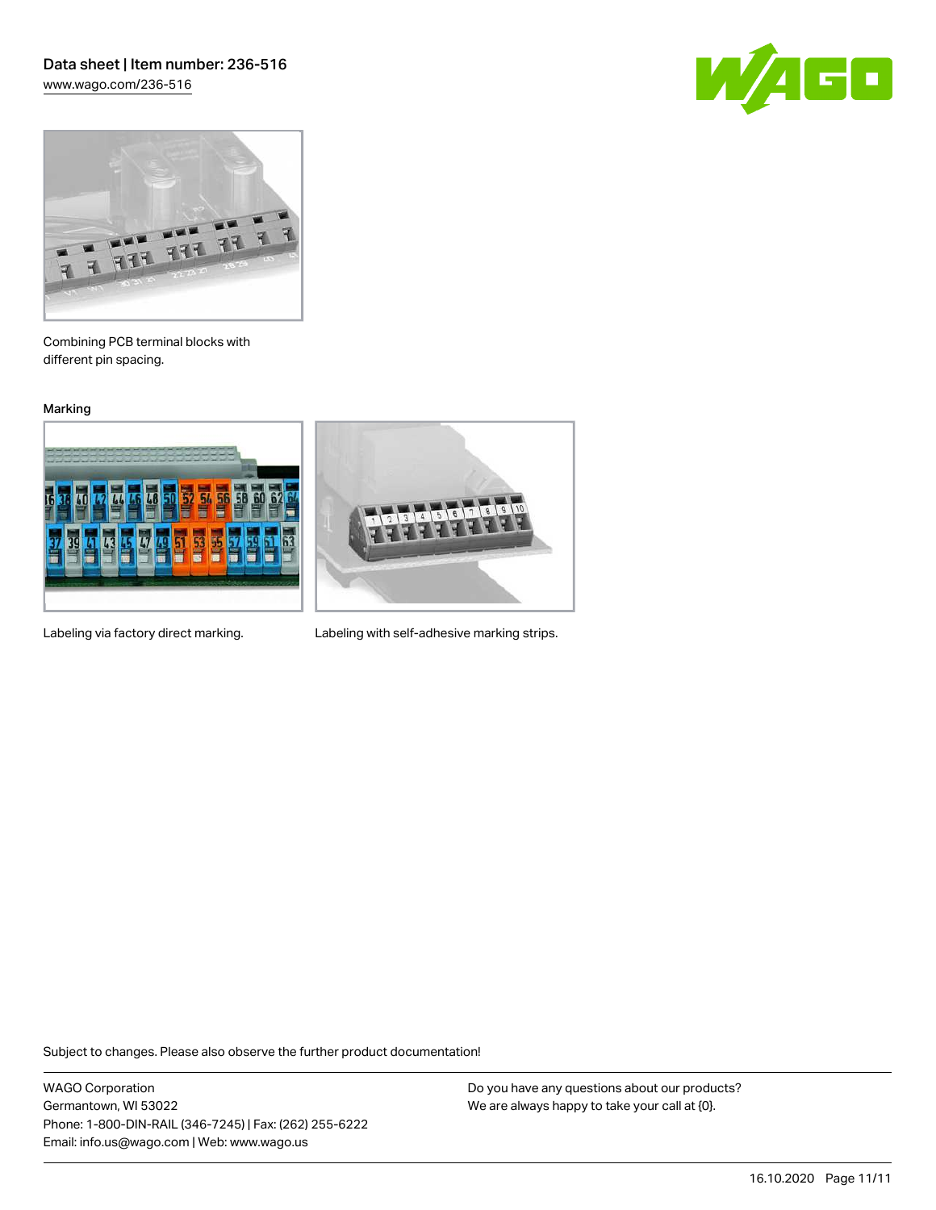Combining PCB terminal blocks with different pin spacing.

Marking

Labeling via factory direct marking.

Labeling with self-adhesive marking strips.

Subject to changes. Please also observe the further product documentation!

WAGO Corporation
Germantown, WI 53022
Phone: 1-800-DIN-RAIL (346-7245) | Fax: (262) 255-6222
Email: info.us@wago.com | Web: www.wago.us

Do you have any questions about our products?
We are always happy to take your call at {0}.